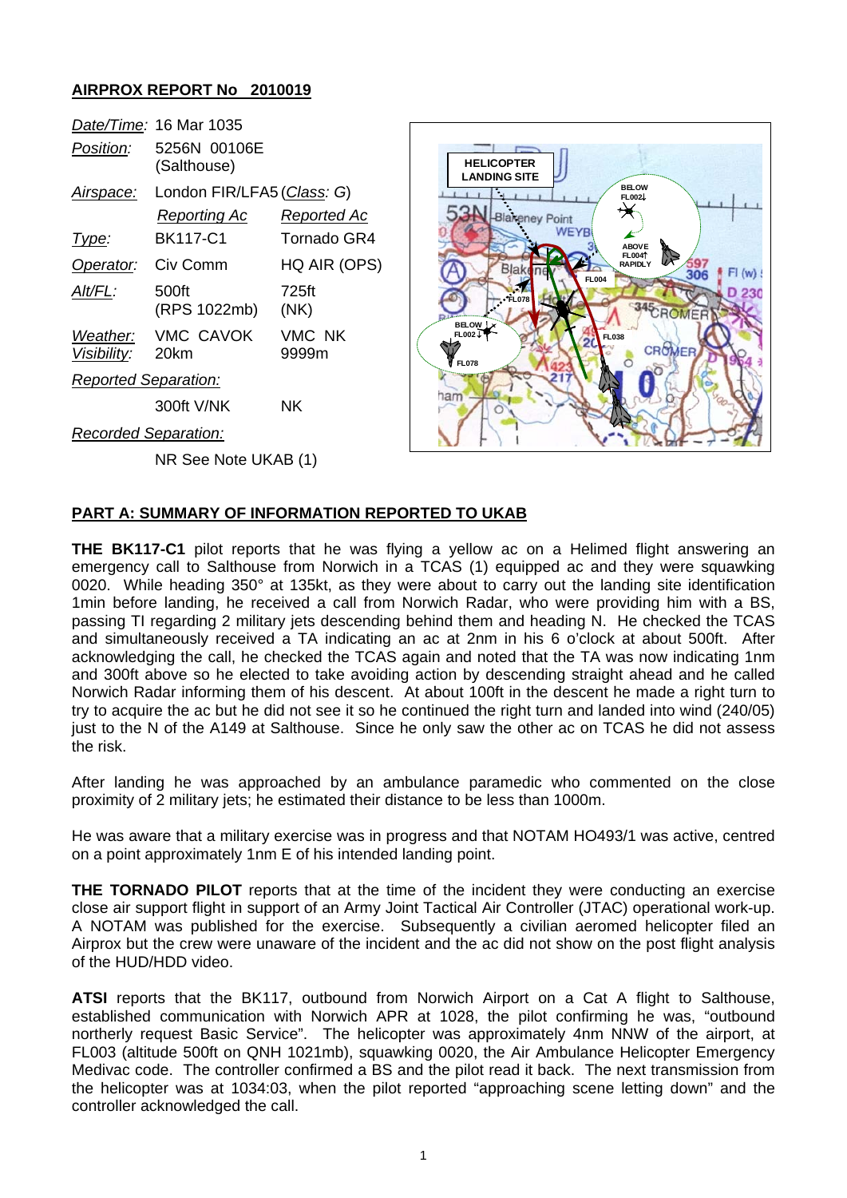## AIRPROX REPORT No 2010019

| | | |
|---|---|---|
| *Date/Time:* | 16 Mar 1035 | |
| *Position:* | 5256N 00106E (Salthouse) | |
| *Airspace:* | London FIR/LFA5 (*Class: G*) | |
| | *Reporting Ac* | *Reported Ac* |
| *Type:* | BK117-C1 | Tornado GR4 |
| *Operator:* | Civ Comm | HQ AIR (OPS) |
| *Alt/FL:* | 500ft (RPS 1022mb) | 725ft (NK) |
| *Weather:* | VMC CAVOK | VMC NK |
| *Visibility:* | 20km | 9999m |
| *Reported Separation:* | | |
| | 300ft V/NK | NK |
| *Recorded Separation:* | | |
| | NR See Note UKAB (1) | |

## PART A: SUMMARY OF INFORMATION REPORTED TO UKAB

**THE BK117-C1** pilot reports that he was flying a yellow ac on a Helimed flight answering an emergency call to Salthouse from Norwich in a TCAS (1) equipped ac and they were squawking 0020. While heading 350° at 135kt, as they were about to carry out the landing site identification 1min before landing, he received a call from Norwich Radar, who were providing him with a BS, passing TI regarding 2 military jets descending behind them and heading N. He checked the TCAS and simultaneously received a TA indicating an ac at 2nm in his 6 o'clock at about 500ft. After acknowledging the call, he checked the TCAS again and noted that the TA was now indicating 1nm and 300ft above so he elected to take avoiding action by descending straight ahead and he called Norwich Radar informing them of his descent. At about 100ft in the descent he made a right turn to try to acquire the ac but he did not see it so he continued the right turn and landed into wind (240/05) just to the N of the A149 at Salthouse. Since he only saw the other ac on TCAS he did not assess the risk.

After landing he was approached by an ambulance paramedic who commented on the close proximity of 2 military jets; he estimated their distance to be less than 1000m.

He was aware that a military exercise was in progress and that NOTAM HO493/1 was active, centred on a point approximately 1nm E of his intended landing point.

**THE TORNADO PILOT** reports that at the time of the incident they were conducting an exercise close air support flight in support of an Army Joint Tactical Air Controller (JTAC) operational work-up. A NOTAM was published for the exercise. Subsequently a civilian aeromed helicopter filed an Airprox but the crew were unaware of the incident and the ac did not show on the post flight analysis of the HUD/HDD video.

**ATSI** reports that the BK117, outbound from Norwich Airport on a Cat A flight to Salthouse, established communication with Norwich APR at 1028, the pilot confirming he was, "outbound northerly request Basic Service". The helicopter was approximately 4nm NNW of the airport, at FL003 (altitude 500ft on QNH 1021mb), squawking 0020, the Air Ambulance Helicopter Emergency Medivac code. The controller confirmed a BS and the pilot read it back. The next transmission from the helicopter was at 1034:03, when the pilot reported "approaching scene letting down" and the controller acknowledged the call.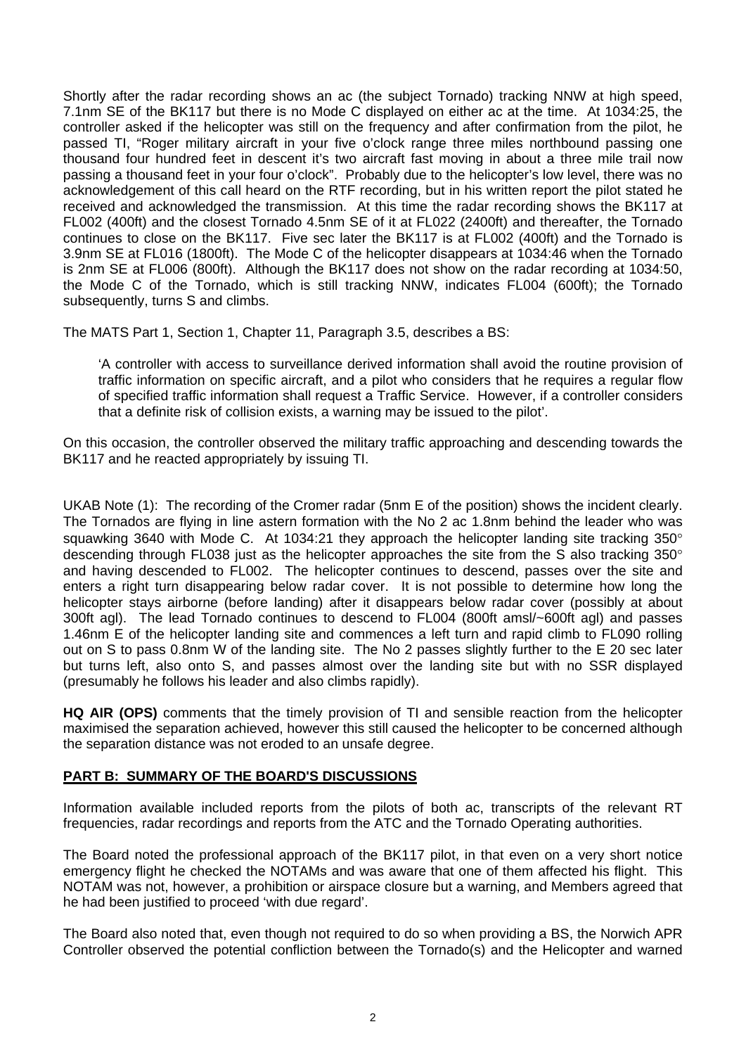Shortly after the radar recording shows an ac (the subject Tornado) tracking NNW at high speed, 7.1nm SE of the BK117 but there is no Mode C displayed on either ac at the time. At 1034:25, the controller asked if the helicopter was still on the frequency and after confirmation from the pilot, he passed TI, "Roger military aircraft in your five o'clock range three miles northbound passing one thousand four hundred feet in descent it's two aircraft fast moving in about a three mile trail now passing a thousand feet in your four o'clock". Probably due to the helicopter's low level, there was no acknowledgement of this call heard on the RTF recording, but in his written report the pilot stated he received and acknowledged the transmission. At this time the radar recording shows the BK117 at FL002 (400ft) and the closest Tornado 4.5nm SE of it at FL022 (2400ft) and thereafter, the Tornado continues to close on the BK117. Five sec later the BK117 is at FL002 (400ft) and the Tornado is 3.9nm SE at FL016 (1800ft). The Mode C of the helicopter disappears at 1034:46 when the Tornado is 2nm SE at FL006 (800ft). Although the BK117 does not show on the radar recording at 1034:50, the Mode C of the Tornado, which is still tracking NNW, indicates FL004 (600ft); the Tornado subsequently, turns S and climbs.

The MATS Part 1, Section 1, Chapter 11, Paragraph 3.5, describes a BS:

> 'A controller with access to surveillance derived information shall avoid the routine provision of traffic information on specific aircraft, and a pilot who considers that he requires a regular flow of specified traffic information shall request a Traffic Service. However, if a controller considers that a definite risk of collision exists, a warning may be issued to the pilot'.

On this occasion, the controller observed the military traffic approaching and descending towards the BK117 and he reacted appropriately by issuing TI.

UKAB Note (1): The recording of the Cromer radar (5nm E of the position) shows the incident clearly. The Tornados are flying in line astern formation with the No 2 ac 1.8nm behind the leader who was squawking 3640 with Mode C. At 1034:21 they approach the helicopter landing site tracking 350° descending through FL038 just as the helicopter approaches the site from the S also tracking 350° and having descended to FL002. The helicopter continues to descend, passes over the site and enters a right turn disappearing below radar cover. It is not possible to determine how long the helicopter stays airborne (before landing) after it disappears below radar cover (possibly at about 300ft agl). The lead Tornado continues to descend to FL004 (800ft amsl/~600ft agl) and passes 1.46nm E of the helicopter landing site and commences a left turn and rapid climb to FL090 rolling out on S to pass 0.8nm W of the landing site. The No 2 passes slightly further to the E 20 sec later but turns left, also onto S, and passes almost over the landing site but with no SSR displayed (presumably he follows his leader and also climbs rapidly).

**HQ AIR (OPS)** comments that the timely provision of TI and sensible reaction from the helicopter maximised the separation achieved, however this still caused the helicopter to be concerned although the separation distance was not eroded to an unsafe degree.

## PART B: SUMMARY OF THE BOARD'S DISCUSSIONS

Information available included reports from the pilots of both ac, transcripts of the relevant RT frequencies, radar recordings and reports from the ATC and the Tornado Operating authorities.

The Board noted the professional approach of the BK117 pilot, in that even on a very short notice emergency flight he checked the NOTAMs and was aware that one of them affected his flight. This NOTAM was not, however, a prohibition or airspace closure but a warning, and Members agreed that he had been justified to proceed 'with due regard'.

The Board also noted that, even though not required to do so when providing a BS, the Norwich APR Controller observed the potential confliction between the Tornado(s) and the Helicopter and warned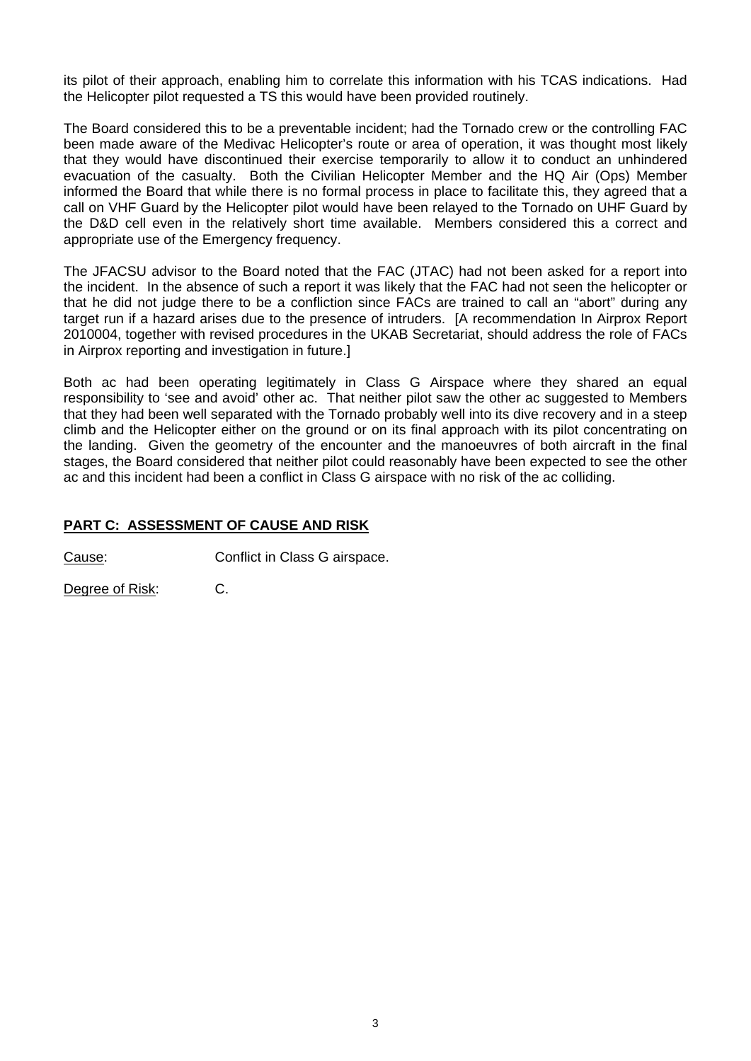its pilot of their approach, enabling him to correlate this information with his TCAS indications. Had the Helicopter pilot requested a TS this would have been provided routinely.

The Board considered this to be a preventable incident; had the Tornado crew or the controlling FAC been made aware of the Medivac Helicopter's route or area of operation, it was thought most likely that they would have discontinued their exercise temporarily to allow it to conduct an unhindered evacuation of the casualty. Both the Civilian Helicopter Member and the HQ Air (Ops) Member informed the Board that while there is no formal process in place to facilitate this, they agreed that a call on VHF Guard by the Helicopter pilot would have been relayed to the Tornado on UHF Guard by the D&D cell even in the relatively short time available. Members considered this a correct and appropriate use of the Emergency frequency.

The JFACSU advisor to the Board noted that the FAC (JTAC) had not been asked for a report into the incident. In the absence of such a report it was likely that the FAC had not seen the helicopter or that he did not judge there to be a confliction since FACs are trained to call an "abort" during any target run if a hazard arises due to the presence of intruders. [A recommendation In Airprox Report 2010004, together with revised procedures in the UKAB Secretariat, should address the role of FACs in Airprox reporting and investigation in future.]

Both ac had been operating legitimately in Class G Airspace where they shared an equal responsibility to 'see and avoid' other ac. That neither pilot saw the other ac suggested to Members that they had been well separated with the Tornado probably well into its dive recovery and in a steep climb and the Helicopter either on the ground or on its final approach with its pilot concentrating on the landing. Given the geometry of the encounter and the manoeuvres of both aircraft in the final stages, the Board considered that neither pilot could reasonably have been expected to see the other ac and this incident had been a conflict in Class G airspace with no risk of the ac colliding.

## PART C: ASSESSMENT OF CAUSE AND RISK

Cause: Conflict in Class G airspace.

Degree of Risk: C.